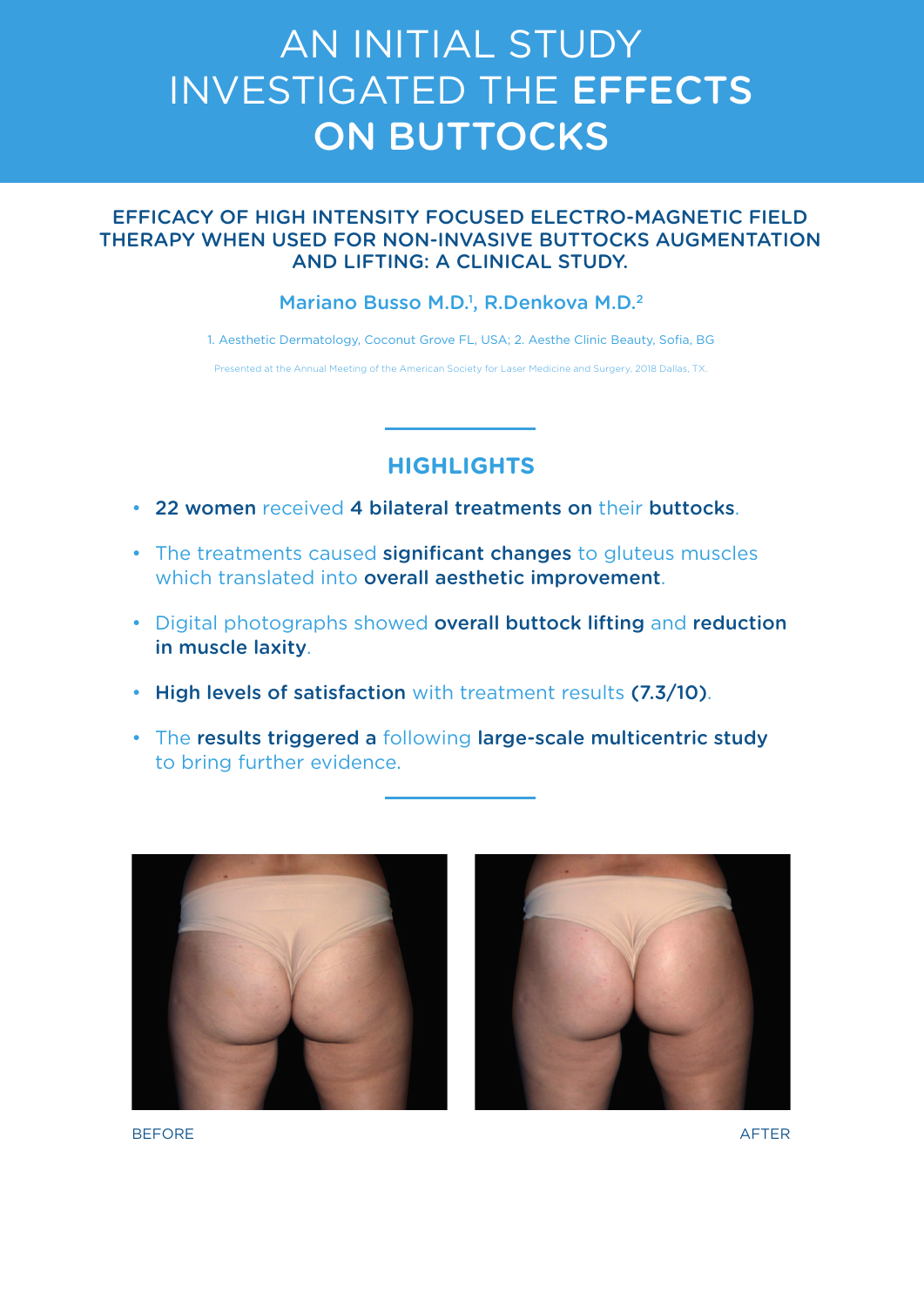# AN INITIAL STUDY INVESTIGATED THE **EFFECTS ON BUTTOCKS**

## EFFICACY OF HIGH INTENSITY FOCUSED ELECTRO-MAGNETIC FIELD THERAPY WHEN USED FOR NON-INVASIVE BUTTOCKS AUGMENTATION AND LIFTING: A CLINICAL STUDY.

Mariano Busso M.D.[1], R.Denkova M.D.[2]

1. Aesthetic Dermatology, Coconut Grove FL, USA; 2. Aesthe Clinic Beauty, Sofia, BG

Presented at the Annual Meeting of the American Society for Laser Medicine and Surgery, 2018 Dallas, TX.

## HIGHLIGHTS

- **22 women** received **4 bilateral treatments on** their **buttocks**.
- The treatments caused **significant changes** to gluteus muscles which translated into **overall aesthetic improvement**.
- Digital photographs showed **overall buttock lifting** and **reduction in muscle laxity**.
- **High levels of satisfaction** with treatment results **(7.3/10)**.
- The **results triggered a** following **large-scale multicentric study** to bring further evidence.

BEFORE

AFTER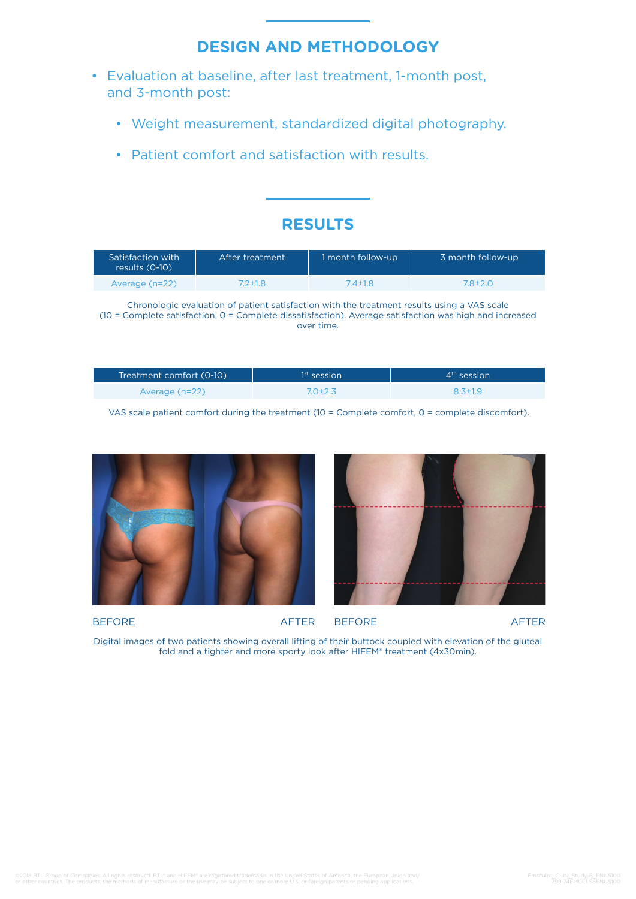## DESIGN AND METHODOLOGY

- Evaluation at baseline, after last treatment, 1-month post, and 3-month post:
  - Weight measurement, standardized digital photography.
  - Patient comfort and satisfaction with results.

## RESULTS

| Satisfaction with results (0-10) | After treatment | 1 month follow-up | 3 month follow-up |
|---|---|---|---|
| Average (n=22) | 7.2±1.8 | 7.4±1.8 | 7.8±2.0 |

Chronologic evaluation of patient satisfaction with the treatment results using a VAS scale (10 = Complete satisfaction, 0 = Complete dissatisfaction). Average satisfaction was high and increased over time.

| Treatment comfort (0-10) | 1st session | 4th session |
|---|---|---|
| Average (n=22) | 7.0±2.3 | 8.3±1.9 |

VAS scale patient comfort during the treatment (10 = Complete comfort, 0 = complete discomfort).

BEFORE AFTER BEFORE AFTER

Digital images of two patients showing overall lifting of their buttock coupled with elevation of the gluteal fold and a tighter and more sporty look after HIFEM® treatment (4x30min).